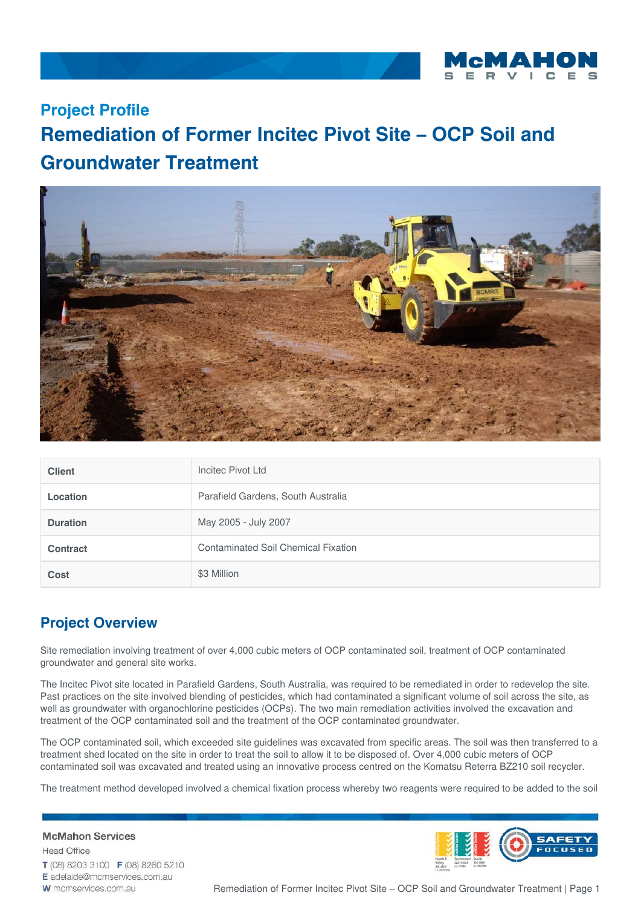## Project Profile

# Remediation of Former Incitec Pivot Site – OCP Soil and Groundwater Treatment

| | |
|---|---|
| **Client** | Incitec Pivot Ltd |
| **Location** | Parafield Gardens, South Australia |
| **Duration** | May 2005 - July 2007 |
| **Contract** | Contaminated Soil Chemical Fixation |
| **Cost** | $3 Million |

## Project Overview

Site remediation involving treatment of over 4,000 cubic meters of OCP contaminated soil, treatment of OCP contaminated groundwater and general site works.

The Incitec Pivot site located in Parafield Gardens, South Australia, was required to be remediated in order to redevelop the site. Past practices on the site involved blending of pesticides, which had contaminated a significant volume of soil across the site, as well as groundwater with organochlorine pesticides (OCPs). The two main remediation activities involved the excavation and treatment of the OCP contaminated soil and the treatment of the OCP contaminated groundwater.

The OCP contaminated soil, which exceeded site guidelines was excavated from specific areas. The soil was then transferred to a treatment shed located on the site in order to treat the soil to allow it to be disposed of. Over 4,000 cubic meters of OCP contaminated soil was excavated and treated using an innovative process centred on the Komatsu Reterra BZ210 soil recycler.

The treatment method developed involved a chemical fixation process whereby two reagents were required to be added to the soil

McMahon Services
Head Office
T (08) 8203 3100 F (08) 8260 5210
E adelaide@mcmservices.com.au
W mcmservices.com.au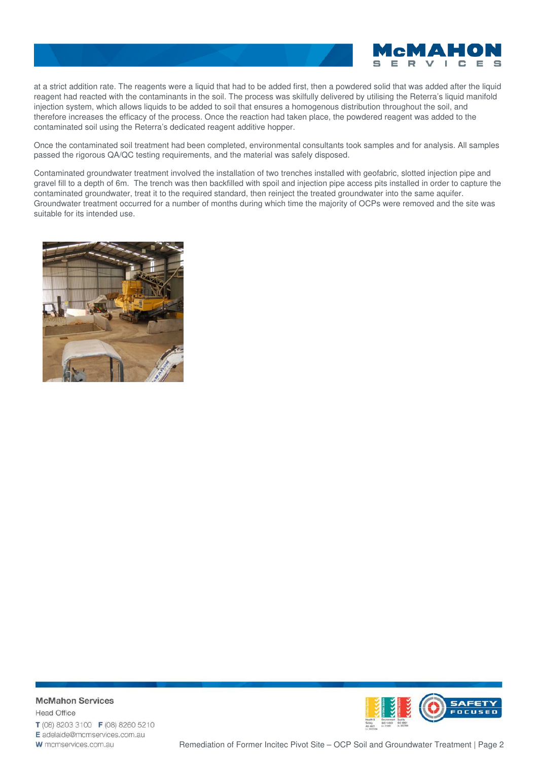at a strict addition rate. The reagents were a liquid that had to be added first, then a powdered solid that was added after the liquid reagent had reacted with the contaminants in the soil. The process was skilfully delivered by utilising the Reterra's liquid manifold injection system, which allows liquids to be added to soil that ensures a homogenous distribution throughout the soil, and therefore increases the efficacy of the process. Once the reaction had taken place, the powdered reagent was added to the contaminated soil using the Reterra's dedicated reagent additive hopper.

Once the contaminated soil treatment had been completed, environmental consultants took samples and for analysis. All samples passed the rigorous QA/QC testing requirements, and the material was safely disposed.

Contaminated groundwater treatment involved the installation of two trenches installed with geofabric, slotted injection pipe and gravel fill to a depth of 6m. The trench was then backfilled with spoil and injection pipe access pits installed in order to capture the contaminated groundwater, treat it to the required standard, then reinject the treated groundwater into the same aquifer. Groundwater treatment occurred for a number of months during which time the majority of OCPs were removed and the site was suitable for its intended use.